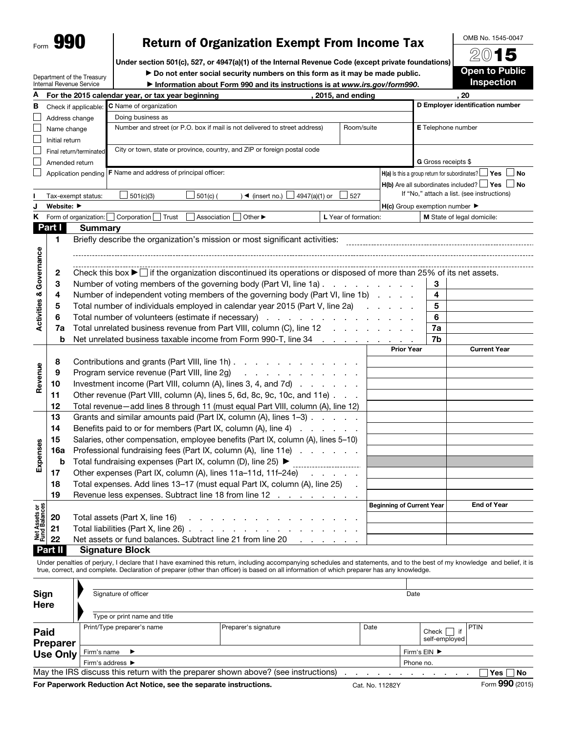Form **990**

# Return of Organization Exempt From Income Tax

**Under section 501(c), 527, or 4947(a)(1) of the Internal Revenue Code (except private foundations)**

► **Do not enter social security numbers on this form as it may be made public.**

► **Information about Form 990 and its instructions is at *www.irs.gov/form990*.**

Department of the Treasury
Internal Revenue Service

OMB No. 1545-0047

**2015**

**Open to Public Inspection**

**A** For the 2015 calendar year, or tax year beginning , 2015, and ending , 20

**B** Check if applicable:
- ☐ Address change
- ☐ Name change
- ☐ Initial return
- ☐ Final return/terminated
- ☐ Amended return
- ☐ Application pending

**C** Name of organization

Doing business as

Number and street (or P.O. box if mail is not delivered to street address) | Room/suite

City or town, state or province, country, and ZIP or foreign postal code

**D Employer identification number**

**E** Telephone number

**G** Gross receipts $

**F** Name and address of principal officer:

**H(a)** Is this a group return for subordinates? ☐ **Yes** ☐ **No**

**H(b)** Are all subordinates included? ☐ **Yes** ☐ **No**
If "No," attach a list. (see instructions)

**I** Tax-exempt status: ☐ 501(c)(3) ☐ 501(c) ( ) ◄ (insert no.) ☐ 4947(a)(1) or ☐ 527

**J** Website: ►

**H(c)** Group exemption number ►

**K** Form of organization: ☐ Corporation ☐ Trust ☐ Association ☐ Other ►

**L** Year of formation:

**M** State of legal domicile:

## Part I Summary

### Activities & Governance

| | | | |
|---|---|---|---|
| 1 | Briefly describe the organization's mission or most significant activities: | | |
| 2 | Check this box ► ☐ if the organization discontinued its operations or disposed of more than 25% of its net assets. | | |
| 3 | Number of voting members of the governing body (Part VI, line 1a) | 3 | |
| 4 | Number of independent voting members of the governing body (Part VI, line 1b) | 4 | |
| 5 | Total number of individuals employed in calendar year 2015 (Part V, line 2a) | 5 | |
| 6 | Total number of volunteers (estimate if necessary) | 6 | |
| 7a | Total unrelated business revenue from Part VIII, column (C), line 12 | 7a | |
| b | Net unrelated business taxable income from Form 990-T, line 34 | 7b | |

### Revenue

| | | Prior Year | Current Year |
|---|---|---|---|
| 8 | Contributions and grants (Part VIII, line 1h) | | |
| 9 | Program service revenue (Part VIII, line 2g) | | |
| 10 | Investment income (Part VIII, column (A), lines 3, 4, and 7d) | | |
| 11 | Other revenue (Part VIII, column (A), lines 5, 6d, 8c, 9c, 10c, and 11e) | | |
| 12 | Total revenue—add lines 8 through 11 (must equal Part VIII, column (A), line 12) | | |

### Expenses

| | | Prior Year | Current Year |
|---|---|---|---|
| 13 | Grants and similar amounts paid (Part IX, column (A), lines 1–3) | | |
| 14 | Benefits paid to or for members (Part IX, column (A), line 4) | | |
| 15 | Salaries, other compensation, employee benefits (Part IX, column (A), lines 5–10) | | |
| 16a | Professional fundraising fees (Part IX, column (A), line 11e) | | |
| b | Total fundraising expenses (Part IX, column (D), line 25) ► | | |
| 17 | Other expenses (Part IX, column (A), lines 11a–11d, 11f–24e) | | |
| 18 | Total expenses. Add lines 13–17 (must equal Part IX, column (A), line 25) | | |
| 19 | Revenue less expenses. Subtract line 18 from line 12 | | |

### Net Assets or Fund Balances

| | | Beginning of Current Year | End of Year |
|---|---|---|---|
| 20 | Total assets (Part X, line 16) | | |
| 21 | Total liabilities (Part X, line 26) | | |
| 22 | Net assets or fund balances. Subtract line 21 from line 20 | | |

## Part II Signature Block

Under penalties of perjury, I declare that I have examined this return, including accompanying schedules and statements, and to the best of my knowledge and belief, it is true, correct, and complete. Declaration of preparer (other than officer) is based on all information of which preparer has any knowledge.

**Sign Here**

Signature of officer | Date

Type or print name and title

**Paid Preparer Use Only**

| Print/Type preparer's name | Preparer's signature | Date | Check ☐ if self-employed | PTIN |
|---|---|---|---|---|
| Firm's name ► | | | Firm's EIN ► | |
| Firm's address ► | | | Phone no. | |

May the IRS discuss this return with the preparer shown above? (see instructions) ☐ **Yes** ☐ **No**

**For Paperwork Reduction Act Notice, see the separate instructions.** Cat. No. 11282Y Form **990** (2015)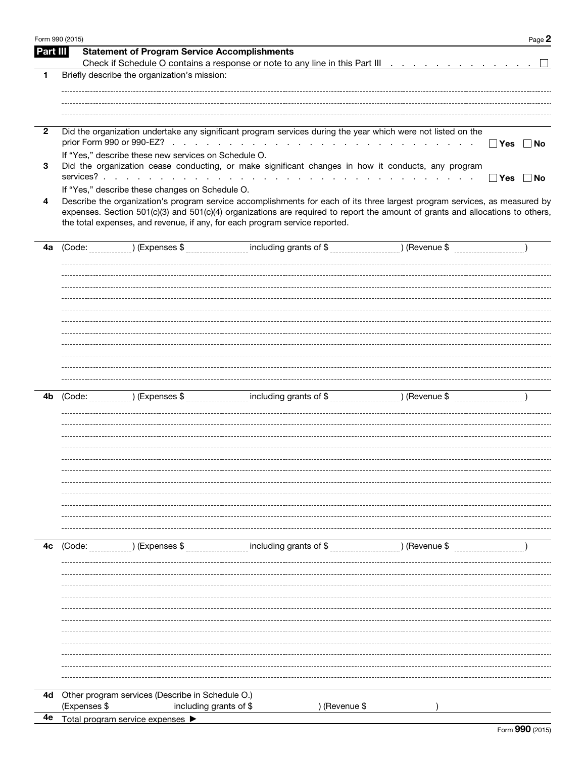## Part III Statement of Program Service Accomplishments

Check if Schedule O contains a response or note to any line in this Part III . . . . . . . . . . . . . . ☐

**1** Briefly describe the organization's mission:

**2** Did the organization undertake any significant program services during the year which were not listed on the prior Form 990 or 990-EZ? . . . . . . . . . . . . . . . . . . . . . . . . . ☐ **Yes** ☐ **No**

If "Yes," describe these new services on Schedule O.

**3** Did the organization cease conducting, or make significant changes in how it conducts, any program services? . . . . . . . . . . . . . . . . . . . . . . . . . . . . . . . . ☐ **Yes** ☐ **No**

If "Yes," describe these changes on Schedule O.

**4** Describe the organization's program service accomplishments for each of its three largest program services, as measured by expenses. Section 501(c)(3) and 501(c)(4) organizations are required to report the amount of grants and allocations to others, the total expenses, and revenue, if any, for each program service reported.

**4a** (Code: ________ ) (Expenses $ ____________ including grants of $ ____________ ) (Revenue $ ____________ )

**4b** (Code: ________ ) (Expenses $ ____________ including grants of $ ____________ ) (Revenue $ ____________ )

**4c** (Code: ________ ) (Expenses $ ____________ including grants of $ ____________ ) (Revenue $ ____________ )

**4d** Other program services (Describe in Schedule O.)

(Expenses $ ____________ including grants of $ ____________ ) (Revenue $ ____________ )

**4e** Total program service expenses ▶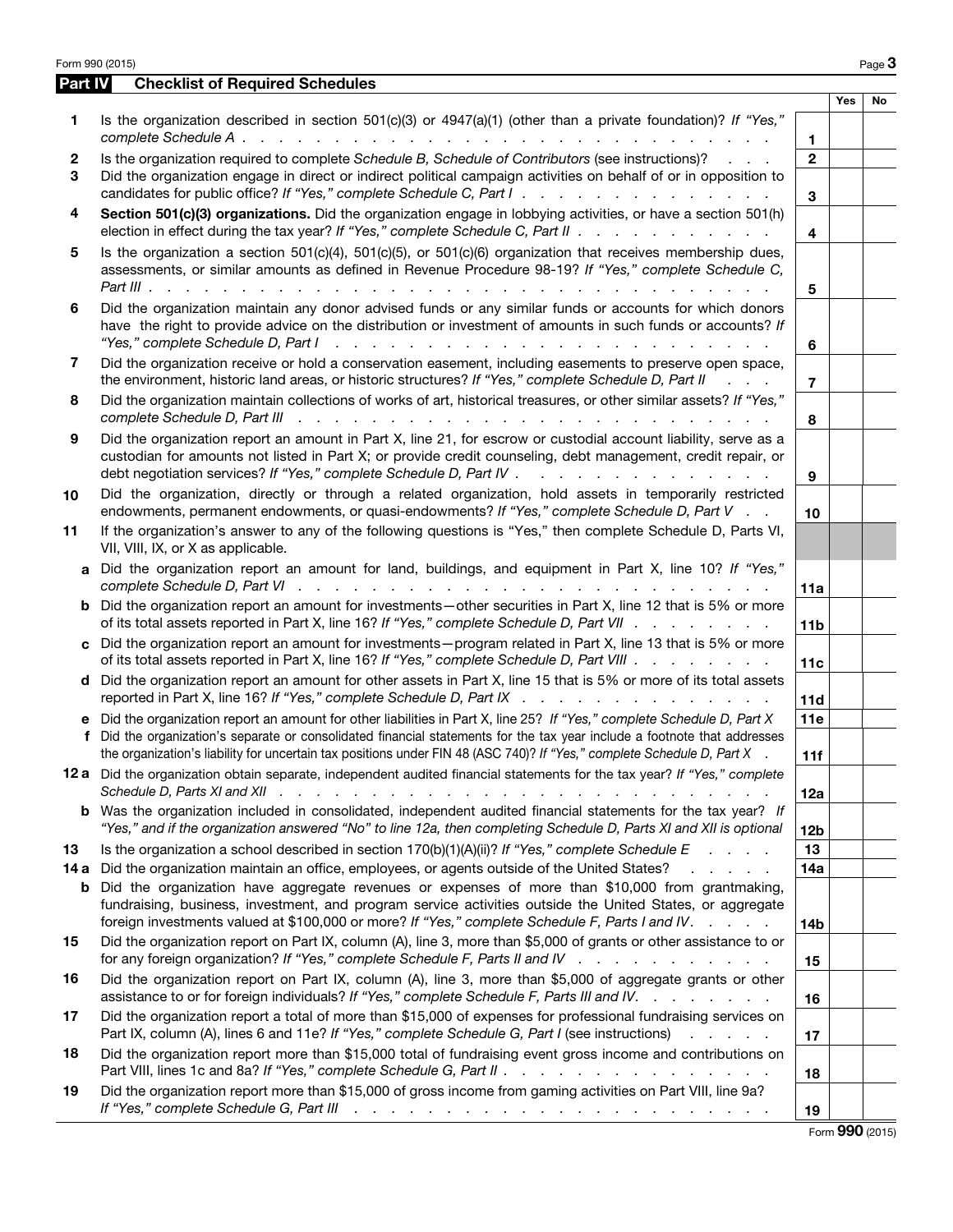## Part IV Checklist of Required Schedules

| | | | Yes | No |
|---|---|---|---|---|
| 1 | Is the organization described in section 501(c)(3) or 4947(a)(1) (other than a private foundation)? *If "Yes," complete Schedule A* | 1 | | |
| 2 | Is the organization required to complete *Schedule B, Schedule of Contributors* (see instructions)? | 2 | | |
| 3 | Did the organization engage in direct or indirect political campaign activities on behalf of or in opposition to candidates for public office? *If "Yes," complete Schedule C, Part I* | 3 | | |
| 4 | **Section 501(c)(3) organizations.** Did the organization engage in lobbying activities, or have a section 501(h) election in effect during the tax year? *If "Yes," complete Schedule C, Part II* | 4 | | |
| 5 | Is the organization a section 501(c)(4), 501(c)(5), or 501(c)(6) organization that receives membership dues, assessments, or similar amounts as defined in Revenue Procedure 98-19? *If "Yes," complete Schedule C, Part III* | 5 | | |
| 6 | Did the organization maintain any donor advised funds or any similar funds or accounts for which donors have the right to provide advice on the distribution or investment of amounts in such funds or accounts? *If "Yes," complete Schedule D, Part I* | 6 | | |
| 7 | Did the organization receive or hold a conservation easement, including easements to preserve open space, the environment, historic land areas, or historic structures? *If "Yes," complete Schedule D, Part II* | 7 | | |
| 8 | Did the organization maintain collections of works of art, historical treasures, or other similar assets? *If "Yes," complete Schedule D, Part III* | 8 | | |
| 9 | Did the organization report an amount in Part X, line 21, for escrow or custodial account liability, serve as a custodian for amounts not listed in Part X; or provide credit counseling, debt management, credit repair, or debt negotiation services? *If "Yes," complete Schedule D, Part IV* | 9 | | |
| 10 | Did the organization, directly or through a related organization, hold assets in temporarily restricted endowments, permanent endowments, or quasi-endowments? *If "Yes," complete Schedule D, Part V* | 10 | | |
| 11 | If the organization's answer to any of the following questions is "Yes," then complete Schedule D, Parts VI, VII, VIII, IX, or X as applicable. | | | |
| a | Did the organization report an amount for land, buildings, and equipment in Part X, line 10? *If "Yes," complete Schedule D, Part VI* | 11a | | |
| b | Did the organization report an amount for investments—other securities in Part X, line 12 that is 5% or more of its total assets reported in Part X, line 16? *If "Yes," complete Schedule D, Part VII* | 11b | | |
| c | Did the organization report an amount for investments—program related in Part X, line 13 that is 5% or more of its total assets reported in Part X, line 16? *If "Yes," complete Schedule D, Part VIII* | 11c | | |
| d | Did the organization report an amount for other assets in Part X, line 15 that is 5% or more of its total assets reported in Part X, line 16? *If "Yes," complete Schedule D, Part IX* | 11d | | |
| e | Did the organization report an amount for other liabilities in Part X, line 25? *If "Yes," complete Schedule D, Part X* | 11e | | |
| f | Did the organization's separate or consolidated financial statements for the tax year include a footnote that addresses the organization's liability for uncertain tax positions under FIN 48 (ASC 740)? *If "Yes," complete Schedule D, Part X* | 11f | | |
| 12a | Did the organization obtain separate, independent audited financial statements for the tax year? *If "Yes," complete Schedule D, Parts XI and XII* | 12a | | |
| b | Was the organization included in consolidated, independent audited financial statements for the tax year? *If "Yes," and if the organization answered "No" to line 12a, then completing Schedule D, Parts XI and XII is optional* | 12b | | |
| 13 | Is the organization a school described in section 170(b)(1)(A)(ii)? *If "Yes," complete Schedule E* | 13 | | |
| 14a | Did the organization maintain an office, employees, or agents outside of the United States? | 14a | | |
| b | Did the organization have aggregate revenues or expenses of more than $10,000 from grantmaking, fundraising, business, investment, and program service activities outside the United States, or aggregate foreign investments valued at $100,000 or more? *If "Yes," complete Schedule F, Parts I and IV* | 14b | | |
| 15 | Did the organization report on Part IX, column (A), line 3, more than $5,000 of grants or other assistance to or for any foreign organization? *If "Yes," complete Schedule F, Parts II and IV* | 15 | | |
| 16 | Did the organization report on Part IX, column (A), line 3, more than $5,000 of aggregate grants or other assistance to or for foreign individuals? *If "Yes," complete Schedule F, Parts III and IV.* | 16 | | |
| 17 | Did the organization report a total of more than $15,000 of expenses for professional fundraising services on Part IX, column (A), lines 6 and 11e? *If "Yes," complete Schedule G, Part I* (see instructions) | 17 | | |
| 18 | Did the organization report more than $15,000 total of fundraising event gross income and contributions on Part VIII, lines 1c and 8a? *If "Yes," complete Schedule G, Part II* | 18 | | |
| 19 | Did the organization report more than $15,000 of gross income from gaming activities on Part VIII, line 9a? *If "Yes," complete Schedule G, Part III* | 19 | | |

Form **990** (2015)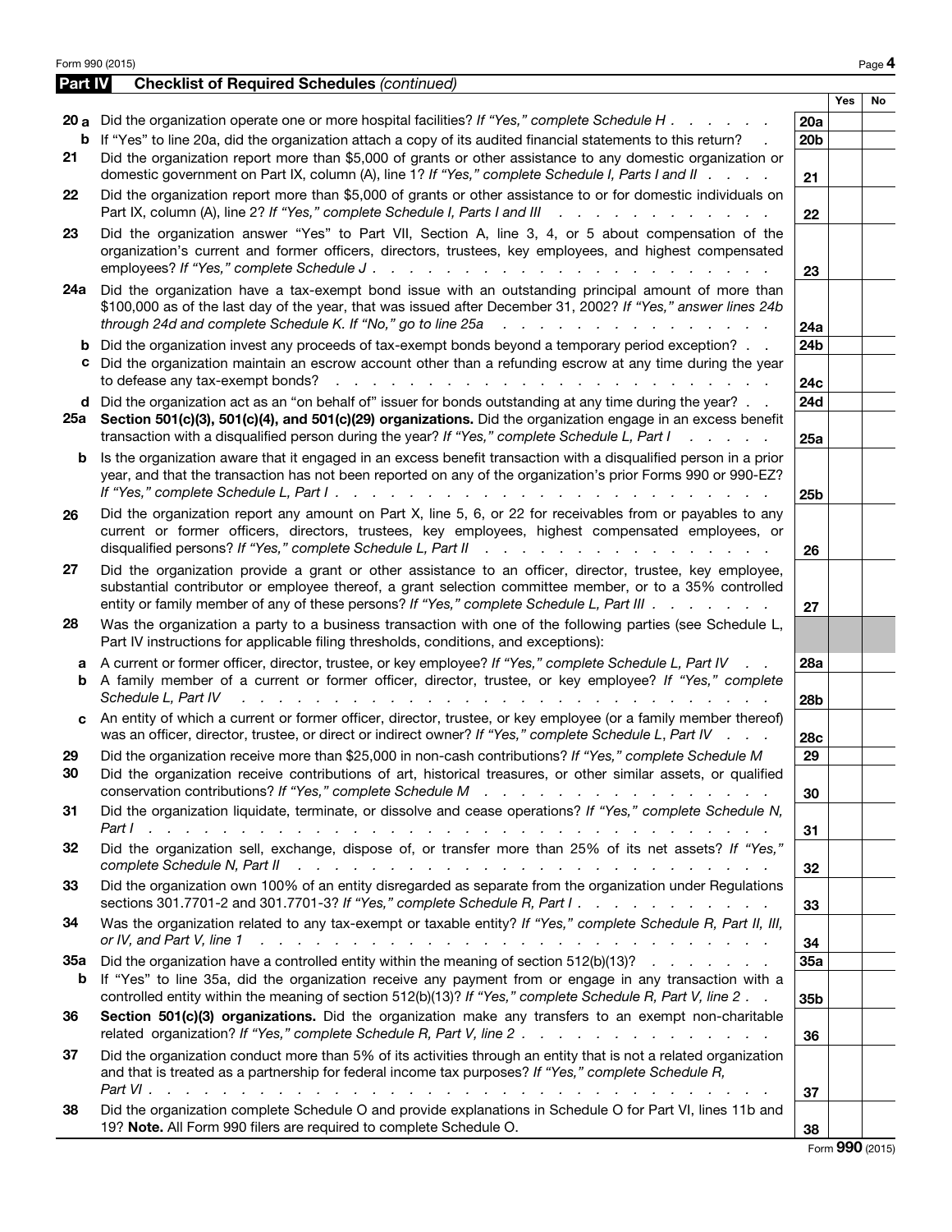## Part IV Checklist of Required Schedules *(continued)*

| | | | Yes | No |
|---|---|---|---|---|
| **20a** | Did the organization operate one or more hospital facilities? *If "Yes," complete Schedule H* | 20a | | |
| **b** | If "Yes" to line 20a, did the organization attach a copy of its audited financial statements to this return? | 20b | | |
| **21** | Did the organization report more than $5,000 of grants or other assistance to any domestic organization or domestic government on Part IX, column (A), line 1? *If "Yes," complete Schedule I, Parts I and II* | 21 | | |
| **22** | Did the organization report more than $5,000 of grants or other assistance to or for domestic individuals on Part IX, column (A), line 2? *If "Yes," complete Schedule I, Parts I and III* | 22 | | |
| **23** | Did the organization answer "Yes" to Part VII, Section A, line 3, 4, or 5 about compensation of the organization's current and former officers, directors, trustees, key employees, and highest compensated employees? *If "Yes," complete Schedule J* | 23 | | |
| **24a** | Did the organization have a tax-exempt bond issue with an outstanding principal amount of more than $100,000 as of the last day of the year, that was issued after December 31, 2002? *If "Yes," answer lines 24b through 24d and complete Schedule K. If "No," go to line 25a* | 24a | | |
| **b** | Did the organization invest any proceeds of tax-exempt bonds beyond a temporary period exception? | 24b | | |
| **c** | Did the organization maintain an escrow account other than a refunding escrow at any time during the year to defease any tax-exempt bonds? | 24c | | |
| **d** | Did the organization act as an "on behalf of" issuer for bonds outstanding at any time during the year? | 24d | | |
| **25a** | **Section 501(c)(3), 501(c)(4), and 501(c)(29) organizations.** Did the organization engage in an excess benefit transaction with a disqualified person during the year? *If "Yes," complete Schedule L, Part I* | 25a | | |
| **b** | Is the organization aware that it engaged in an excess benefit transaction with a disqualified person in a prior year, and that the transaction has not been reported on any of the organization's prior Forms 990 or 990-EZ? *If "Yes," complete Schedule L, Part I* | 25b | | |
| **26** | Did the organization report any amount on Part X, line 5, 6, or 22 for receivables from or payables to any current or former officers, directors, trustees, key employees, highest compensated employees, or disqualified persons? *If "Yes," complete Schedule L, Part II* | 26 | | |
| **27** | Did the organization provide a grant or other assistance to an officer, director, trustee, key employee, substantial contributor or employee thereof, a grant selection committee member, or to a 35% controlled entity or family member of any of these persons? *If "Yes," complete Schedule L, Part III* | 27 | | |
| **28** | Was the organization a party to a business transaction with one of the following parties (see Schedule L, Part IV instructions for applicable filing thresholds, conditions, and exceptions): | | | |
| **a** | A current or former officer, director, trustee, or key employee? *If "Yes," complete Schedule L, Part IV* | 28a | | |
| **b** | A family member of a current or former officer, director, trustee, or key employee? *If "Yes," complete Schedule L, Part IV* | 28b | | |
| **c** | An entity of which a current or former officer, director, trustee, or key employee (or a family member thereof) was an officer, director, trustee, or direct or indirect owner? *If "Yes," complete Schedule L, Part IV* | 28c | | |
| **29** | Did the organization receive more than $25,000 in non-cash contributions? *If "Yes," complete Schedule M* | 29 | | |
| **30** | Did the organization receive contributions of art, historical treasures, or other similar assets, or qualified conservation contributions? *If "Yes," complete Schedule M* | 30 | | |
| **31** | Did the organization liquidate, terminate, or dissolve and cease operations? *If "Yes," complete Schedule N, Part I* | 31 | | |
| **32** | Did the organization sell, exchange, dispose of, or transfer more than 25% of its net assets? *If "Yes," complete Schedule N, Part II* | 32 | | |
| **33** | Did the organization own 100% of an entity disregarded as separate from the organization under Regulations sections 301.7701-2 and 301.7701-3? *If "Yes," complete Schedule R, Part I* | 33 | | |
| **34** | Was the organization related to any tax-exempt or taxable entity? *If "Yes," complete Schedule R, Part II, III, or IV, and Part V, line 1* | 34 | | |
| **35a** | Did the organization have a controlled entity within the meaning of section 512(b)(13)? | 35a | | |
| **b** | If "Yes" to line 35a, did the organization receive any payment from or engage in any transaction with a controlled entity within the meaning of section 512(b)(13)? *If "Yes," complete Schedule R, Part V, line 2* | 35b | | |
| **36** | **Section 501(c)(3) organizations.** Did the organization make any transfers to an exempt non-charitable related organization? *If "Yes," complete Schedule R, Part V, line 2* | 36 | | |
| **37** | Did the organization conduct more than 5% of its activities through an entity that is not a related organization and that is treated as a partnership for federal income tax purposes? *If "Yes," complete Schedule R, Part VI* | 37 | | |
| **38** | Did the organization complete Schedule O and provide explanations in Schedule O for Part VI, lines 11b and 19? **Note.** All Form 990 filers are required to complete Schedule O. | 38 | | |

Form **990** (2015)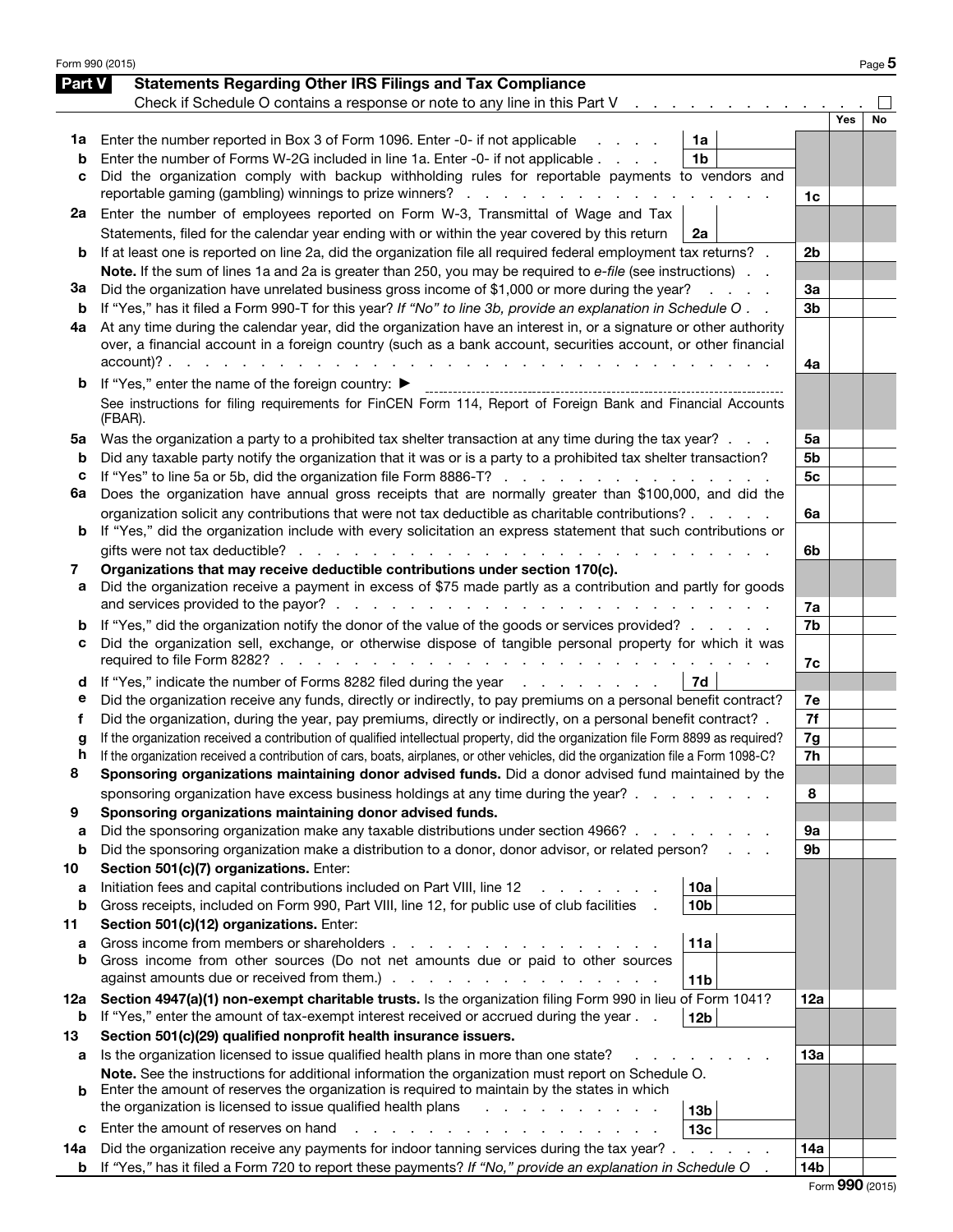## Part V Statements Regarding Other IRS Filings and Tax Compliance

Check if Schedule O contains a response or note to any line in this Part V . . . . . . . . . . . . . ☐

| | | | | | Yes | No |
|---|---|---|---|---|---|---|
| **1a** | Enter the number reported in Box 3 of Form 1096. Enter -0- if not applicable . . . . | 1a | | | | |
| **b** | Enter the number of Forms W-2G included in line 1a. Enter -0- if not applicable . . . . | 1b | | | | |
| **c** | Did the organization comply with backup withholding rules for reportable payments to vendors and reportable gaming (gambling) winnings to prize winners? . . . . . . . . . . . . . . . . . . | | | 1c | | |
| **2a** | Enter the number of employees reported on Form W-3, Transmittal of Wage and Tax Statements, filed for the calendar year ending with or within the year covered by this return | 2a | | | | |
| **b** | If at least one is reported on line 2a, did the organization file all required federal employment tax returns? . | | | 2b | | |
| | **Note.** If the sum of lines 1a and 2a is greater than 250, you may be required to *e-file* (see instructions) . . | | | | | |
| **3a** | Did the organization have unrelated business gross income of $1,000 or more during the year? . . . . | | | 3a | | |
| **b** | If "Yes," has it filed a Form 990-T for this year? *If "No" to line 3b, provide an explanation in Schedule O* . . | | | 3b | | |
| **4a** | At any time during the calendar year, did the organization have an interest in, or a signature or other authority over, a financial account in a foreign country (such as a bank account, securities account, or other financial account)? . . . . . . . . . . . . . . . . . . . . . . . . . . . . . . | | | 4a | | |
| **b** | If "Yes," enter the name of the foreign country: ▶ See instructions for filing requirements for FinCEN Form 114, Report of Foreign Bank and Financial Accounts (FBAR). | | | | | |
| **5a** | Was the organization a party to a prohibited tax shelter transaction at any time during the tax year? . . . | | | 5a | | |
| **b** | Did any taxable party notify the organization that it was or is a party to a prohibited tax shelter transaction? | | | 5b | | |
| **c** | If "Yes" to line 5a or 5b, did the organization file Form 8886-T? . . . . . . . . . . . . . . . . | | | 5c | | |
| **6a** | Does the organization have annual gross receipts that are normally greater than $100,000, and did the organization solicit any contributions that were not tax deductible as charitable contributions? . . . . . | | | 6a | | |
| **b** | If "Yes," did the organization include with every solicitation an express statement that such contributions or gifts were not tax deductible? . . . . . . . . . . . . . . . . . . . . . . . . . . | | | 6b | | |
| **7** | **Organizations that may receive deductible contributions under section 170(c).** | | | | | |
| **a** | Did the organization receive a payment in excess of $75 made partly as a contribution and partly for goods and services provided to the payor? . . . . . . . . . . . . . . . . . . . . . . . . | | | 7a | | |
| **b** | If "Yes," did the organization notify the donor of the value of the goods or services provided? . . . . . | | | 7b | | |
| **c** | Did the organization sell, exchange, or otherwise dispose of tangible personal property for which it was required to file Form 8282? . . . . . . . . . . . . . . . . . . . . . . . . . . . . | | | 7c | | |
| **d** | If "Yes," indicate the number of Forms 8282 filed during the year . . . . . . . . . | 7d | | | | |
| **e** | Did the organization receive any funds, directly or indirectly, to pay premiums on a personal benefit contract? | | | 7e | | |
| **f** | Did the organization, during the year, pay premiums, directly or indirectly, on a personal benefit contract? . | | | 7f | | |
| **g** | If the organization received a contribution of qualified intellectual property, did the organization file Form 8899 as required? | | | 7g | | |
| **h** | If the organization received a contribution of cars, boats, airplanes, or other vehicles, did the organization file a Form 1098-C? | | | 7h | | |
| **8** | **Sponsoring organizations maintaining donor advised funds.** Did a donor advised fund maintained by the sponsoring organization have excess business holdings at any time during the year? . . . . . . . . | | | 8 | | |
| **9** | **Sponsoring organizations maintaining donor advised funds.** | | | | | |
| **a** | Did the sponsoring organization make any taxable distributions under section 4966? . . . . . . . . | | | 9a | | |
| **b** | Did the sponsoring organization make a distribution to a donor, donor advisor, or related person? . . . | | | 9b | | |
| **10** | **Section 501(c)(7) organizations.** Enter: | | | | | |
| **a** | Initiation fees and capital contributions included on Part VIII, line 12 . . . . . . . . | 10a | | | | |
| **b** | Gross receipts, included on Form 990, Part VIII, line 12, for public use of club facilities . | 10b | | | | |
| **11** | **Section 501(c)(12) organizations.** Enter: | | | | | |
| **a** | Gross income from members or shareholders . . . . . . . . . . . . . . . . . | 11a | | | | |
| **b** | Gross income from other sources (Do not net amounts due or paid to other sources against amounts due or received from them.) . . . . . . . . . . . . . . . . . | 11b | | | | |
| **12a** | **Section 4947(a)(1) non-exempt charitable trusts.** Is the organization filing Form 990 in lieu of Form 1041? | | | 12a | | |
| **b** | If "Yes," enter the amount of tax-exempt interest received or accrued during the year . . | 12b | | | | |
| **13** | **Section 501(c)(29) qualified nonprofit health insurance issuers.** | | | | | |
| **a** | Is the organization licensed to issue qualified health plans in more than one state? . . . . . . . . . | | | 13a | | |
| | **Note.** See the instructions for additional information the organization must report on Schedule O. | | | | | |
| **b** | Enter the amount of reserves the organization is required to maintain by the states in which the organization is licensed to issue qualified health plans . . . . . . . . . . . | 13b | | | | |
| **c** | Enter the amount of reserves on hand . . . . . . . . . . . . . . . . . | 13c | | | | |
| **14a** | Did the organization receive any payments for indoor tanning services during the tax year? . . . . . . | | | 14a | | |
| **b** | If "Yes," has it filed a Form 720 to report these payments? *If "No," provide an explanation in Schedule O* . | | | 14b | | |

Form **990** (2015)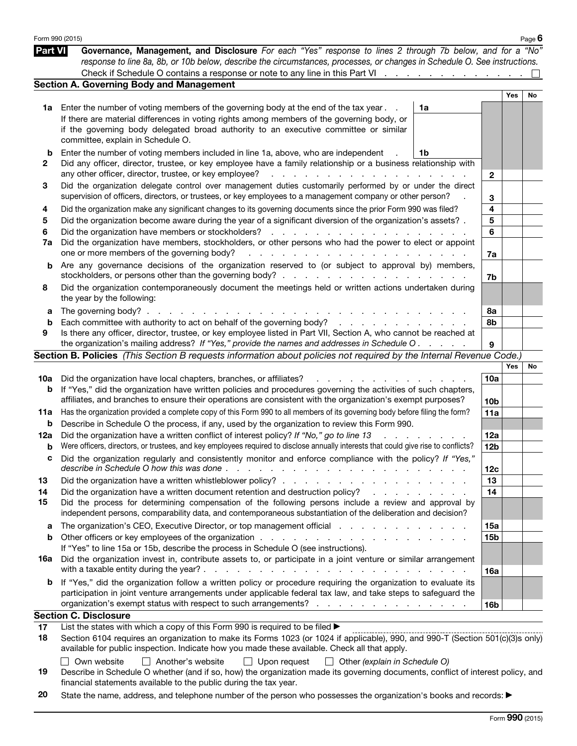## Part VI Governance, Management, and Disclosure

*For each "Yes" response to lines 2 through 7b below, and for a "No" response to line 8a, 8b, or 10b below, describe the circumstances, processes, or changes in Schedule O. See instructions.*

Check if Schedule O contains a response or note to any line in this Part VI . . . . . . . . . . . . . . ☐

### Section A. Governing Body and Management

| | | | Yes | No |
|---|---|---|---|---|
| **1a** | Enter the number of voting members of the governing body at the end of the tax year . . **1a** | | | |
| | If there are material differences in voting rights among members of the governing body, or if the governing body delegated broad authority to an executive committee or similar committee, explain in Schedule O. | | | |
| **b** | Enter the number of voting members included in line 1a, above, who are independent . **1b** | | | |
| **2** | Did any officer, director, trustee, or key employee have a family relationship or a business relationship with any other officer, director, trustee, or key employee? | **2** | | |
| **3** | Did the organization delegate control over management duties customarily performed by or under the direct supervision of officers, directors, or trustees, or key employees to a management company or other person? | **3** | | |
| **4** | Did the organization make any significant changes to its governing documents since the prior Form 990 was filed? | **4** | | |
| **5** | Did the organization become aware during the year of a significant diversion of the organization's assets? . | **5** | | |
| **6** | Did the organization have members or stockholders? | **6** | | |
| **7a** | Did the organization have members, stockholders, or other persons who had the power to elect or appoint one or more members of the governing body? | **7a** | | |
| **b** | Are any governance decisions of the organization reserved to (or subject to approval by) members, stockholders, or persons other than the governing body? | **7b** | | |
| **8** | Did the organization contemporaneously document the meetings held or written actions undertaken during the year by the following: | | | |
| **a** | The governing body? | **8a** | | |
| **b** | Each committee with authority to act on behalf of the governing body? | **8b** | | |
| **9** | Is there any officer, director, trustee, or key employee listed in Part VII, Section A, who cannot be reached at the organization's mailing address? *If "Yes," provide the names and addresses in Schedule O* | **9** | | |

### Section B. Policies *(This Section B requests information about policies not required by the Internal Revenue Code.)*

| | | | Yes | No |
|---|---|---|---|---|
| **10a** | Did the organization have local chapters, branches, or affiliates? | **10a** | | |
| **b** | If "Yes," did the organization have written policies and procedures governing the activities of such chapters, affiliates, and branches to ensure their operations are consistent with the organization's exempt purposes? | **10b** | | |
| **11a** | Has the organization provided a complete copy of this Form 990 to all members of its governing body before filing the form? | **11a** | | |
| **b** | Describe in Schedule O the process, if any, used by the organization to review this Form 990. | | | |
| **12a** | Did the organization have a written conflict of interest policy? *If "No," go to line 13* | **12a** | | |
| **b** | Were officers, directors, or trustees, and key employees required to disclose annually interests that could give rise to conflicts? | **12b** | | |
| **c** | Did the organization regularly and consistently monitor and enforce compliance with the policy? *If "Yes," describe in Schedule O how this was done* | **12c** | | |
| **13** | Did the organization have a written whistleblower policy? | **13** | | |
| **14** | Did the organization have a written document retention and destruction policy? | **14** | | |
| **15** | Did the process for determining compensation of the following persons include a review and approval by independent persons, comparability data, and contemporaneous substantiation of the deliberation and decision? | | | |
| **a** | The organization's CEO, Executive Director, or top management official | **15a** | | |
| **b** | Other officers or key employees of the organization | **15b** | | |
| | If "Yes" to line 15a or 15b, describe the process in Schedule O (see instructions). | | | |
| **16a** | Did the organization invest in, contribute assets to, or participate in a joint venture or similar arrangement with a taxable entity during the year? | **16a** | | |
| **b** | If "Yes," did the organization follow a written policy or procedure requiring the organization to evaluate its participation in joint venture arrangements under applicable federal tax law, and take steps to safeguard the organization's exempt status with respect to such arrangements? | **16b** | | |

### Section C. Disclosure

**17** List the states with which a copy of this Form 990 is required to be filed ▶

**18** Section 6104 requires an organization to make its Forms 1023 (or 1024 if applicable), 990, and 990-T (Section 501(c)(3)s only) available for public inspection. Indicate how you made these available. Check all that apply.

☐ Own website ☐ Another's website ☐ Upon request ☐ Other *(explain in Schedule O)*

**19** Describe in Schedule O whether (and if so, how) the organization made its governing documents, conflict of interest policy, and financial statements available to the public during the tax year.

**20** State the name, address, and telephone number of the person who possesses the organization's books and records: ▶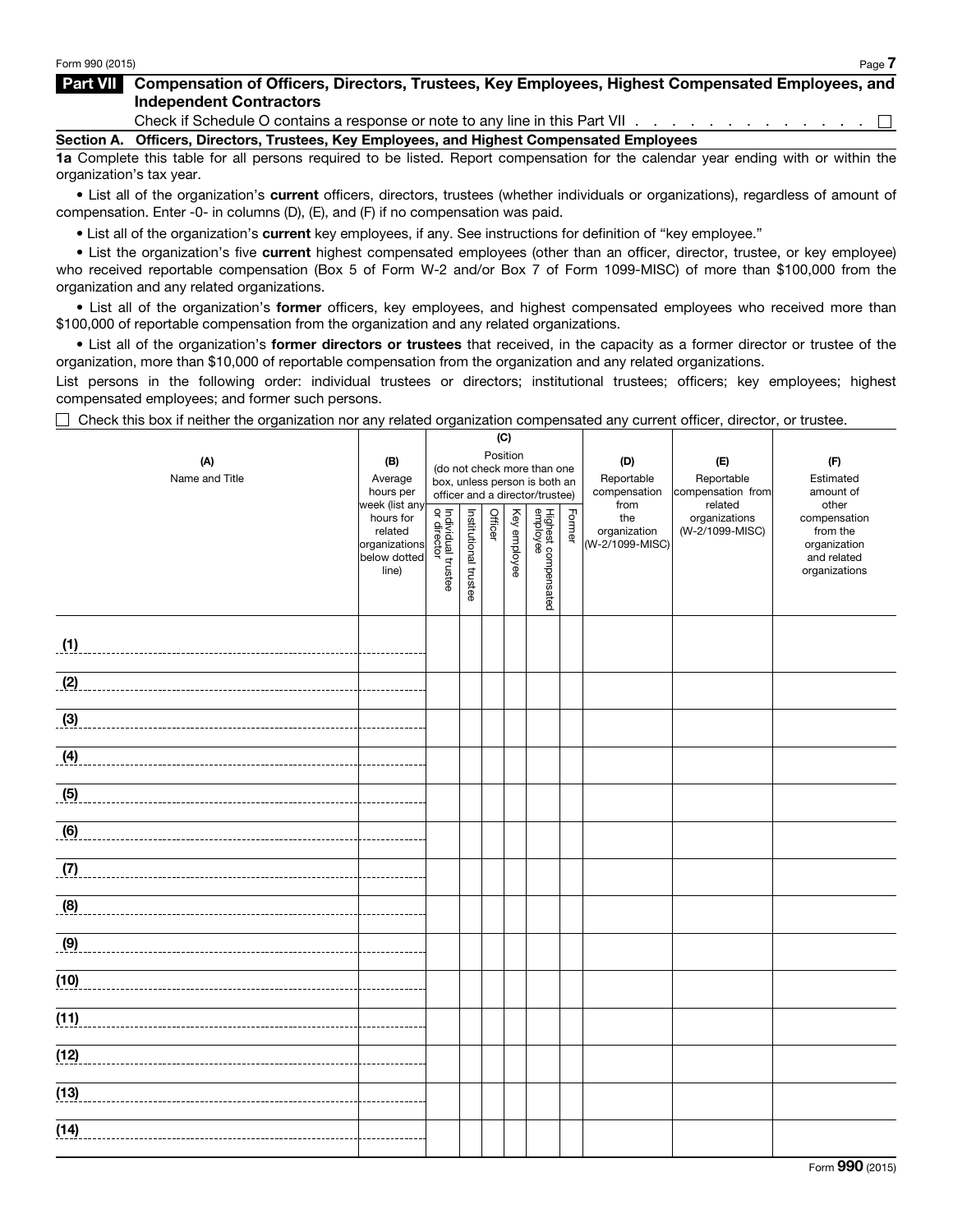## Part VII Compensation of Officers, Directors, Trustees, Key Employees, Highest Compensated Employees, and Independent Contractors

Check if Schedule O contains a response or note to any line in this Part VII . . . . . . . . . . . . . . ☐

### Section A. Officers, Directors, Trustees, Key Employees, and Highest Compensated Employees

**1a** Complete this table for all persons required to be listed. Report compensation for the calendar year ending with or within the organization's tax year.

- List all of the organization's **current** officers, directors, trustees (whether individuals or organizations), regardless of amount of compensation. Enter -0- in columns (D), (E), and (F) if no compensation was paid.
- List all of the organization's **current** key employees, if any. See instructions for definition of "key employee."
- List the organization's five **current** highest compensated employees (other than an officer, director, trustee, or key employee) who received reportable compensation (Box 5 of Form W-2 and/or Box 7 of Form 1099-MISC) of more than $100,000 from the organization and any related organizations.
- List all of the organization's **former** officers, key employees, and highest compensated employees who received more than $100,000 of reportable compensation from the organization and any related organizations.
- List all of the organization's **former directors or trustees** that received, in the capacity as a former director or trustee of the organization, more than $10,000 of reportable compensation from the organization and any related organizations.

List persons in the following order: individual trustees or directors; institutional trustees; officers; key employees; highest compensated employees; and former such persons.

☐ Check this box if neither the organization nor any related organization compensated any current officer, director, or trustee.

| (A) Name and Title | (B) Average hours per week (list any hours for related organizations below dotted line) | (C) Position (do not check more than one box, unless person is both an officer and a director/trustee) | | | | | | (D) Reportable compensation from the organization (W-2/1099-MISC) | (E) Reportable compensation from related organizations (W-2/1099-MISC) | (F) Estimated amount of other compensation from the organization and related organizations |
|---|---|---|---|---|---|---|---|---|---|---|
| | | Individual trustee or director | Institutional trustee | Officer | Key employee | Highest compensated employee | Former | | | |
| (1) | | | | | | | | | | |
| (2) | | | | | | | | | | |
| (3) | | | | | | | | | | |
| (4) | | | | | | | | | | |
| (5) | | | | | | | | | | |
| (6) | | | | | | | | | | |
| (7) | | | | | | | | | | |
| (8) | | | | | | | | | | |
| (9) | | | | | | | | | | |
| (10) | | | | | | | | | | |
| (11) | | | | | | | | | | |
| (12) | | | | | | | | | | |
| (13) | | | | | | | | | | |
| (14) | | | | | | | | | | |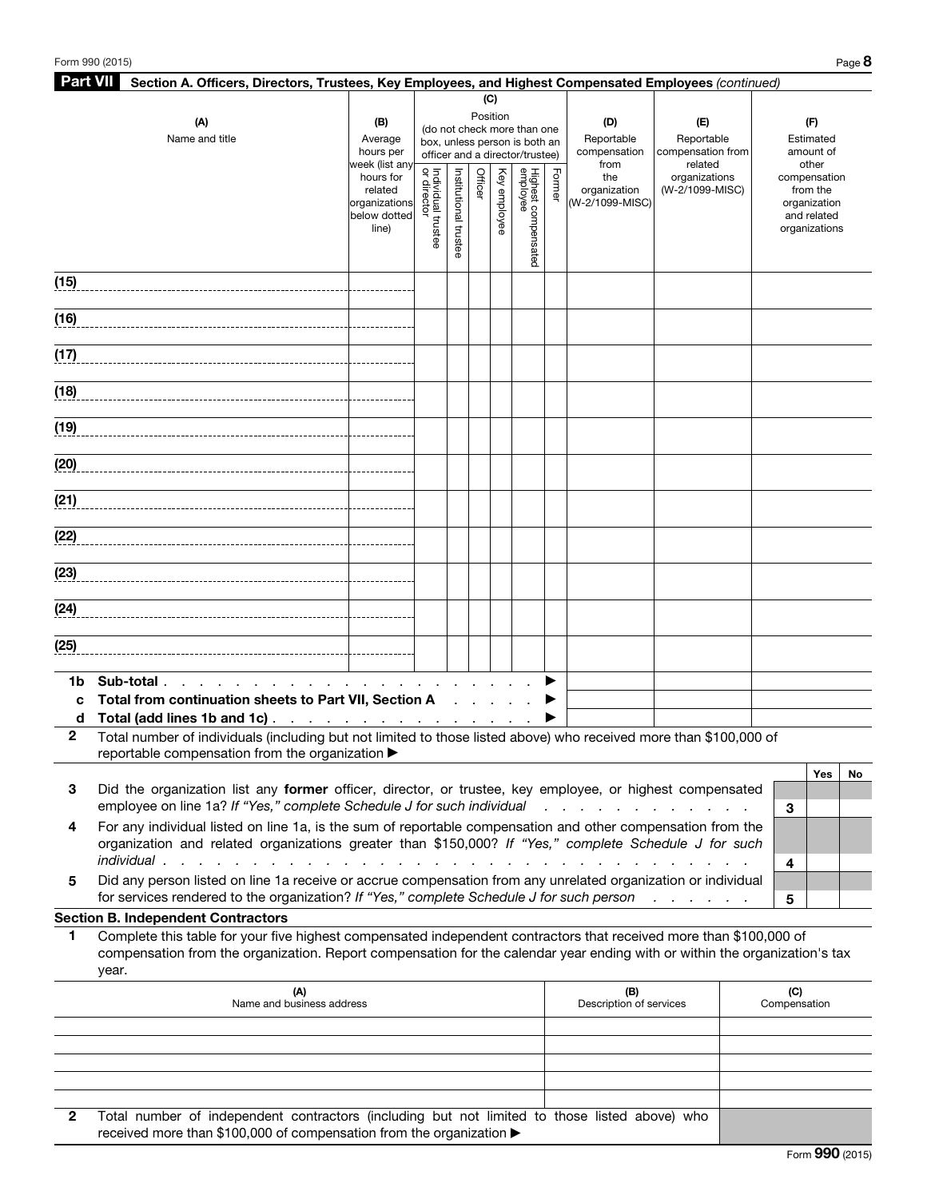## Part VII Section A. Officers, Directors, Trustees, Key Employees, and Highest Compensated Employees *(continued)*

| (A) Name and title | (B) Average hours per week (list any hours for related organizations below dotted line) | (C) Position (do not check more than one box, unless person is both an officer and a director/trustee) | | | | | | (D) Reportable compensation from the organization (W-2/1099-MISC) | (E) Reportable compensation from related organizations (W-2/1099-MISC) | (F) Estimated amount of other compensation from the organization and related organizations |
|---|---|---|---|---|---|---|---|---|---|---|
| | | Individual trustee or director | Institutional trustee | Officer | Key employee | Highest compensated employee | Former | | | |
| (15) | | | | | | | | | | |
| (16) | | | | | | | | | | |
| (17) | | | | | | | | | | |
| (18) | | | | | | | | | | |
| (19) | | | | | | | | | | |
| (20) | | | | | | | | | | |
| (21) | | | | | | | | | | |
| (22) | | | | | | | | | | |
| (23) | | | | | | | | | | |
| (24) | | | | | | | | | | |
| (25) | | | | | | | | | | |
| **1b Sub-total** . . . . . . . . . . . . . . . . . . . . . . ▶ | | | | | | | | | | |
| **c Total from continuation sheets to Part VII, Section A** . . . . . . ▶ | | | | | | | | | | |
| **d Total (add lines 1b and 1c)** . . . . . . . . . . . . . . . . ▶ | | | | | | | | | | |

**2** Total number of individuals (including but not limited to those listed above) who received more than $100,000 of reportable compensation from the organization ▶

| | | | Yes | No |
|---|---|---|---|---|
| **3** | Did the organization list any **former** officer, director, or trustee, key employee, or highest compensated employee on line 1a? *If "Yes," complete Schedule J for such individual* . . . . . . . . . . . . . | 3 | | |
| **4** | For any individual listed on line 1a, is the sum of reportable compensation and other compensation from the organization and related organizations greater than $150,000? *If "Yes," complete Schedule J for such individual* . . . . . . . . . . . . . . . . . . . . . . . . . . . . . . . . . . | 4 | | |
| **5** | Did any person listed on line 1a receive or accrue compensation from any unrelated organization or individual for services rendered to the organization? *If "Yes," complete Schedule J for such person* . . . . . . | 5 | | |

### Section B. Independent Contractors

**1** Complete this table for your five highest compensated independent contractors that received more than $100,000 of compensation from the organization. Report compensation for the calendar year ending with or within the organization's tax year.

| (A) Name and business address | (B) Description of services | (C) Compensation |
|---|---|---|
| | | |
| | | |
| | | |
| | | |
| | | |

**2** Total number of independent contractors (including but not limited to those listed above) who received more than $100,000 of compensation from the organization ▶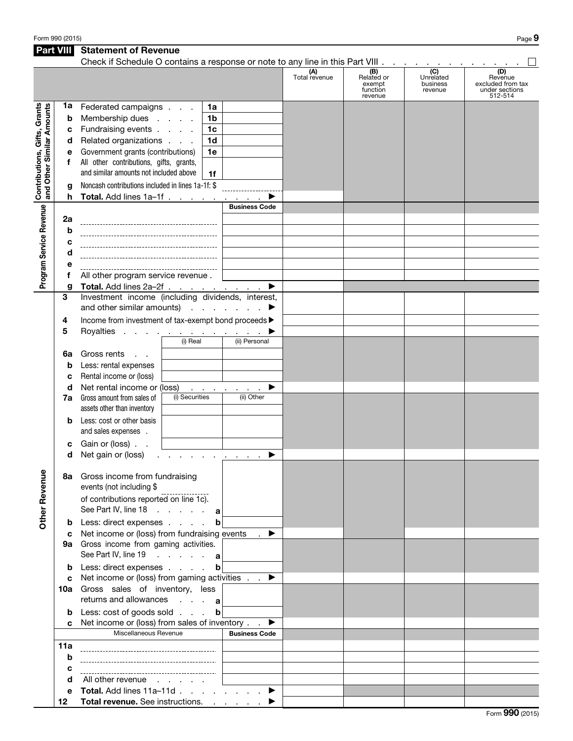## Part VIII Statement of Revenue

Check if Schedule O contains a response or note to any line in this Part VIII . . . . . . . . . . . . . ☐

| | | | (A) Total revenue | (B) Related or exempt function revenue | (C) Unrelated business revenue | (D) Revenue excluded from tax under sections 512-514 |
|---|---|---|---|---|---|---|
| **Contributions, Gifts, Grants and Other Similar Amounts** | | | | | | |
| 1a | Federated campaigns . . . | 1a | | | | |
| b | Membership dues . . . . | 1b | | | | |
| c | Fundraising events . . . . | 1c | | | | |
| d | Related organizations . . . | 1d | | | | |
| e | Government grants (contributions) | 1e | | | | |
| f | All other contributions, gifts, grants, and similar amounts not included above | 1f | | | | |
| g | Noncash contributions included in lines 1a-1f: $ | | | | | |
| h | **Total.** Add lines 1a–1f . . . . . . . . . ▶ | | | | | |
| **Program Service Revenue** | | Business Code | | | | |
| 2a | | | | | | |
| b | | | | | | |
| c | | | | | | |
| d | | | | | | |
| e | | | | | | |
| f | All other program service revenue . | | | | | |
| g | **Total.** Add lines 2a–2f . . . . . . . . . . ▶ | | | | | |
| **Other Revenue** | | | | | | |
| 3 | Investment income (including dividends, interest, and other similar amounts) . . . . . . . ▶ | | | | | |
| 4 | Income from investment of tax-exempt bond proceeds ▶ | | | | | |
| 5 | Royalties . . . . . . . . . . . . . . ▶ | | | | | |
| | | (i) Real / (ii) Personal | | | | |
| 6a | Gross rents . . | | | | | |
| b | Less: rental expenses | | | | | |
| c | Rental income or (loss) | | | | | |
| d | Net rental income or (loss) . . . . . . . ▶ | | | | | |
| | | (i) Securities / (ii) Other | | | | |
| 7a | Gross amount from sales of assets other than inventory | | | | | |
| b | Less: cost or other basis and sales expenses . | | | | | |
| c | Gain or (loss) . . | | | | | |
| d | Net gain or (loss) . . . . . . . . . . ▶ | | | | | |
| 8a | Gross income from fundraising events (not including $ ________ of contributions reported on line 1c). See Part IV, line 18 . . . . . . **a** | | | | | |
| b | Less: direct expenses . . . . **b** | | | | | |
| c | Net income or (loss) from fundraising events . ▶ | | | | | |
| 9a | Gross income from gaming activities. See Part IV, line 19 . . . . . . **a** | | | | | |
| b | Less: direct expenses . . . . **b** | | | | | |
| c | Net income or (loss) from gaming activities . . ▶ | | | | | |
| 10a | Gross sales of inventory, less returns and allowances . . . **a** | | | | | |
| b | Less: cost of goods sold . . . **b** | | | | | |
| c | Net income or (loss) from sales of inventory . . ▶ | | | | | |
| | Miscellaneous Revenue | Business Code | | | | |
| 11a | | | | | | |
| b | | | | | | |
| c | | | | | | |
| d | All other revenue . . . . . . | | | | | |
| e | **Total.** Add lines 11a–11d . . . . . . . . ▶ | | | | | |
| 12 | **Total revenue.** See instructions. . . . . . ▶ | | | | | |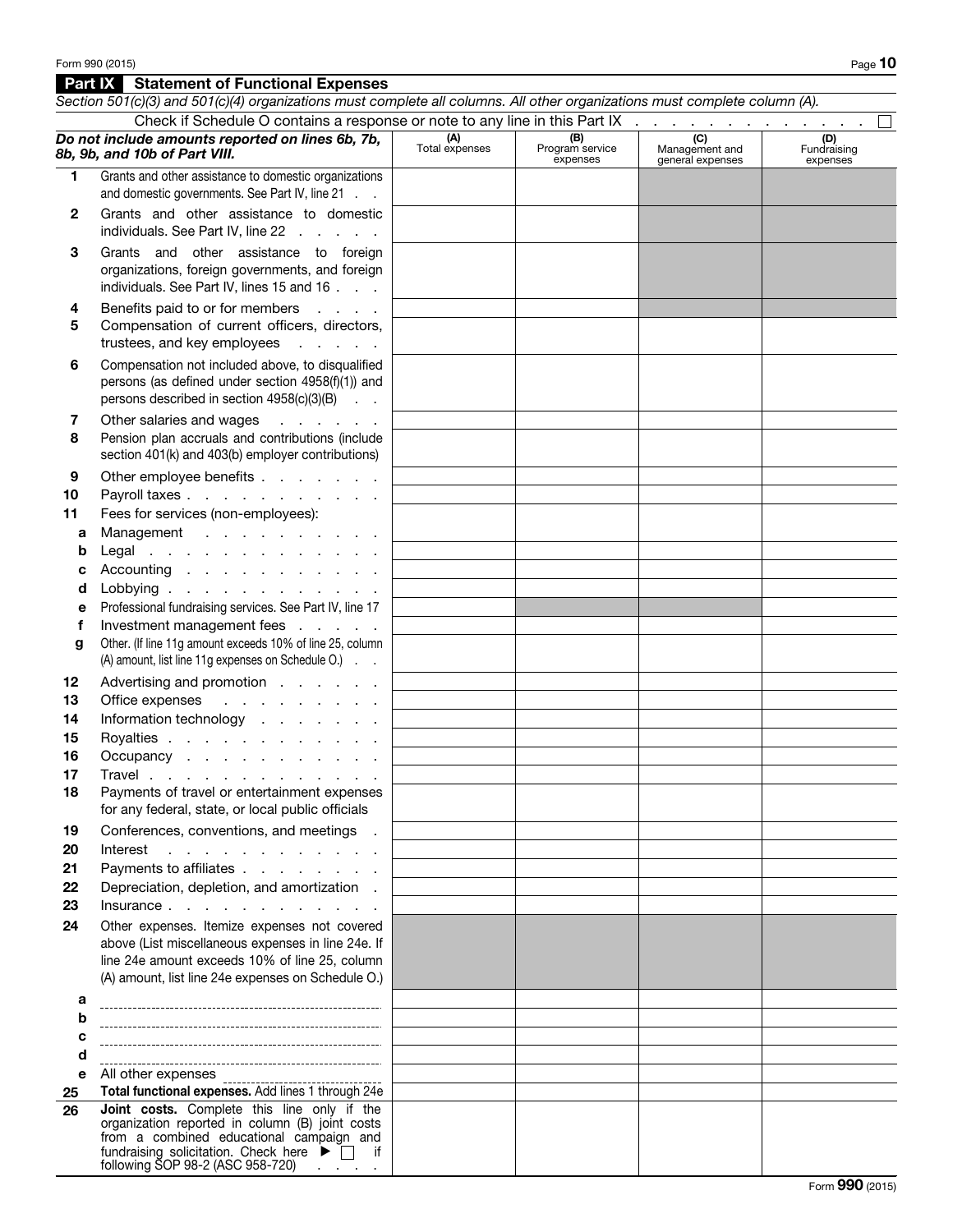## Part IX Statement of Functional Expenses

*Section 501(c)(3) and 501(c)(4) organizations must complete all columns. All other organizations must complete column (A).*

Check if Schedule O contains a response or note to any line in this Part IX . . . . . . . . . . . . . . ☐

| ***Do not include amounts reported on lines 6b, 7b, 8b, 9b, and 10b of Part VIII.*** | (A) Total expenses | (B) Program service expenses | (C) Management and general expenses | (D) Fundraising expenses |
|---|---|---|---|---|
| **1** Grants and other assistance to domestic organizations and domestic governments. See Part IV, line 21 . . | | | | |
| **2** Grants and other assistance to domestic individuals. See Part IV, line 22 . . . . . . | | | | |
| **3** Grants and other assistance to foreign organizations, foreign governments, and foreign individuals. See Part IV, lines 15 and 16 . . . | | | | |
| **4** Benefits paid to or for members . . . . | | | | |
| **5** Compensation of current officers, directors, trustees, and key employees . . . . . . | | | | |
| **6** Compensation not included above, to disqualified persons (as defined under section 4958(f)(1)) and persons described in section 4958(c)(3)(B) . . | | | | |
| **7** Other salaries and wages . . . . . . | | | | |
| **8** Pension plan accruals and contributions (include section 401(k) and 403(b) employer contributions) | | | | |
| **9** Other employee benefits . . . . . . . | | | | |
| **10** Payroll taxes . . . . . . . . . . . | | | | |
| **11** Fees for services (non-employees): | | | | |
| **a** Management . . . . . . . . . . . | | | | |
| **b** Legal . . . . . . . . . . . . . | | | | |
| **c** Accounting . . . . . . . . . . . | | | | |
| **d** Lobbying . . . . . . . . . . . . | | | | |
| **e** Professional fundraising services. See Part IV, line 17 | | | | |
| **f** Investment management fees . . . . . | | | | |
| **g** Other. (If line 11g amount exceeds 10% of line 25, column (A) amount, list line 11g expenses on Schedule O.) . . | | | | |
| **12** Advertising and promotion . . . . . . | | | | |
| **13** Office expenses . . . . . . . . . | | | | |
| **14** Information technology . . . . . . . | | | | |
| **15** Royalties . . . . . . . . . . . . | | | | |
| **16** Occupancy . . . . . . . . . . . . | | | | |
| **17** Travel . . . . . . . . . . . . . | | | | |
| **18** Payments of travel or entertainment expenses for any federal, state, or local public officials | | | | |
| **19** Conferences, conventions, and meetings . | | | | |
| **20** Interest . . . . . . . . . . . . | | | | |
| **21** Payments to affiliates . . . . . . . . | | | | |
| **22** Depreciation, depletion, and amortization . | | | | |
| **23** Insurance . . . . . . . . . . . . | | | | |
| **24** Other expenses. Itemize expenses not covered above (List miscellaneous expenses in line 24e. If line 24e amount exceeds 10% of line 25, column (A) amount, list line 24e expenses on Schedule O.) | | | | |
| **a** | | | | |
| **b** | | | | |
| **c** | | | | |
| **d** | | | | |
| **e** All other expenses | | | | |
| **25** **Total functional expenses.** Add lines 1 through 24e | | | | |
| **26** **Joint costs.** Complete this line only if the organization reported in column (B) joint costs from a combined educational campaign and fundraising solicitation. Check here ▶ ☐ if following SOP 98-2 (ASC 958-720) . . . . | | | | |

Form **990** (2015)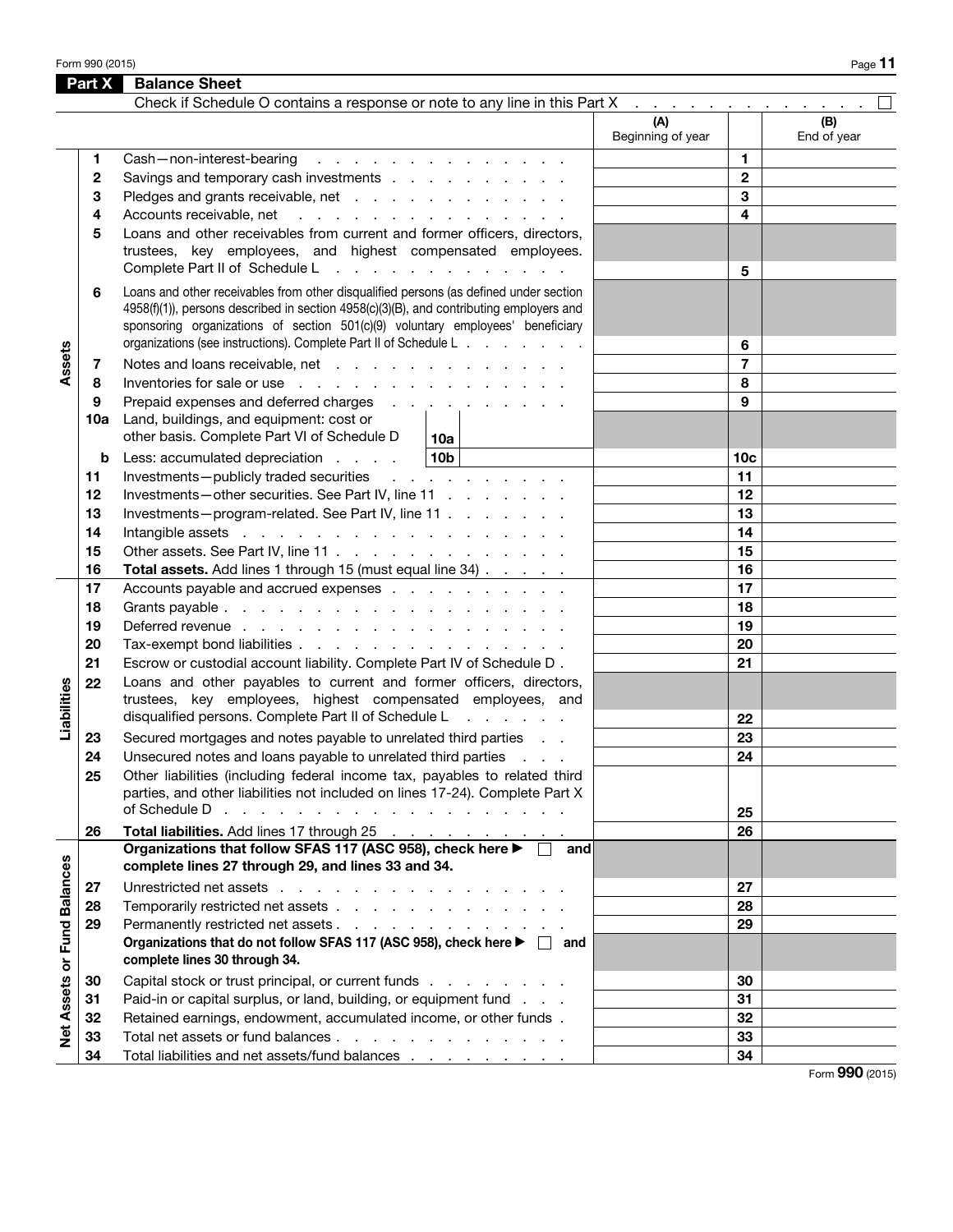## Part X Balance Sheet

Check if Schedule O contains a response or note to any line in this Part X . . . . . . . . . . . . . ☐

| | | | (A) Beginning of year | | (B) End of year |
|---|---|---|---|---|---|
| **Assets** | 1 | Cash—non-interest-bearing | | 1 | |
| | 2 | Savings and temporary cash investments | | 2 | |
| | 3 | Pledges and grants receivable, net | | 3 | |
| | 4 | Accounts receivable, net | | 4 | |
| | 5 | Loans and other receivables from current and former officers, directors, trustees, key employees, and highest compensated employees. Complete Part II of Schedule L | | 5 | |
| | 6 | Loans and other receivables from other disqualified persons (as defined under section 4958(f)(1)), persons described in section 4958(c)(3)(B), and contributing employers and sponsoring organizations of section 501(c)(9) voluntary employees' beneficiary organizations (see instructions). Complete Part II of Schedule L | | 6 | |
| | 7 | Notes and loans receivable, net | | 7 | |
| | 8 | Inventories for sale or use | | 8 | |
| | 9 | Prepaid expenses and deferred charges | | 9 | |
| | 10a | Land, buildings, and equipment: cost or other basis. Complete Part VI of Schedule D — 10a | | | |
| | b | Less: accumulated depreciation — 10b | | 10c | |
| | 11 | Investments—publicly traded securities | | 11 | |
| | 12 | Investments—other securities. See Part IV, line 11 | | 12 | |
| | 13 | Investments—program-related. See Part IV, line 11 | | 13 | |
| | 14 | Intangible assets | | 14 | |
| | 15 | Other assets. See Part IV, line 11 | | 15 | |
| | 16 | **Total assets.** Add lines 1 through 15 (must equal line 34) | | 16 | |
| **Liabilities** | 17 | Accounts payable and accrued expenses | | 17 | |
| | 18 | Grants payable | | 18 | |
| | 19 | Deferred revenue | | 19 | |
| | 20 | Tax-exempt bond liabilities | | 20 | |
| | 21 | Escrow or custodial account liability. Complete Part IV of Schedule D | | 21 | |
| | 22 | Loans and other payables to current and former officers, directors, trustees, key employees, highest compensated employees, and disqualified persons. Complete Part II of Schedule L | | 22 | |
| | 23 | Secured mortgages and notes payable to unrelated third parties | | 23 | |
| | 24 | Unsecured notes and loans payable to unrelated third parties | | 24 | |
| | 25 | Other liabilities (including federal income tax, payables to related third parties, and other liabilities not included on lines 17-24). Complete Part X of Schedule D | | 25 | |
| | 26 | **Total liabilities.** Add lines 17 through 25 | | 26 | |
| **Net Assets or Fund Balances** | | **Organizations that follow SFAS 117 (ASC 958), check here ▶ ☐ and complete lines 27 through 29, and lines 33 and 34.** | | | |
| | 27 | Unrestricted net assets | | 27 | |
| | 28 | Temporarily restricted net assets | | 28 | |
| | 29 | Permanently restricted net assets | | 29 | |
| | | **Organizations that do not follow SFAS 117 (ASC 958), check here ▶ ☐ and complete lines 30 through 34.** | | | |
| | 30 | Capital stock or trust principal, or current funds | | 30 | |
| | 31 | Paid-in or capital surplus, or land, building, or equipment fund | | 31 | |
| | 32 | Retained earnings, endowment, accumulated income, or other funds | | 32 | |
| | 33 | Total net assets or fund balances | | 33 | |
| | 34 | Total liabilities and net assets/fund balances | | 34 | |

Form **990** (2015)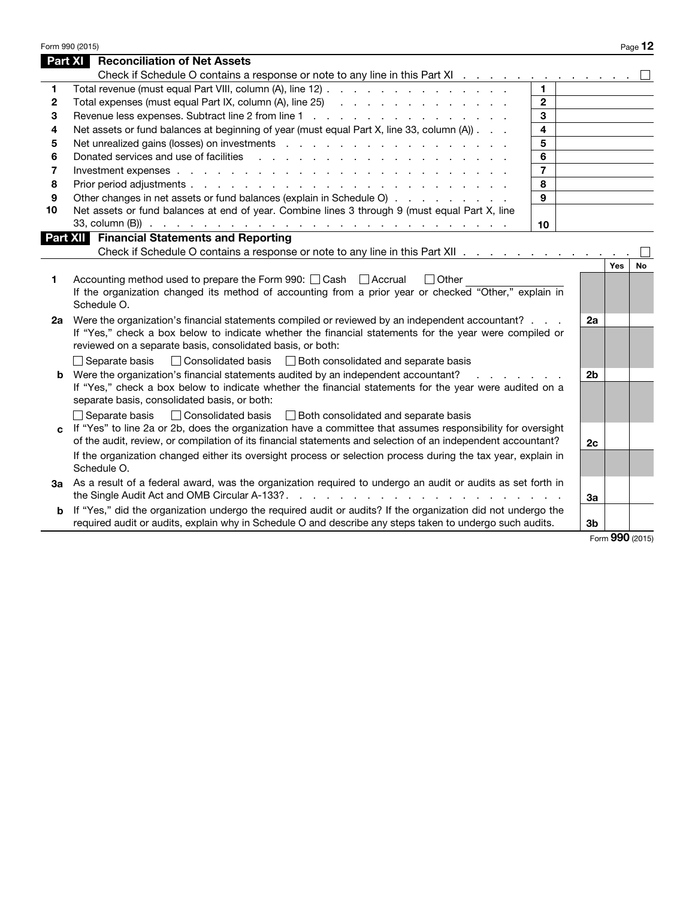## Part XI Reconciliation of Net Assets

Check if Schedule O contains a response or note to any line in this Part XI . . . . . . . . . . . . . ☐

| | | | |
|---|---|---|---|
| 1 | Total revenue (must equal Part VIII, column (A), line 12) | 1 | |
| 2 | Total expenses (must equal Part IX, column (A), line 25) | 2 | |
| 3 | Revenue less expenses. Subtract line 2 from line 1 | 3 | |
| 4 | Net assets or fund balances at beginning of year (must equal Part X, line 33, column (A)) | 4 | |
| 5 | Net unrealized gains (losses) on investments | 5 | |
| 6 | Donated services and use of facilities | 6 | |
| 7 | Investment expenses | 7 | |
| 8 | Prior period adjustments | 8 | |
| 9 | Other changes in net assets or fund balances (explain in Schedule O) | 9 | |
| 10 | Net assets or fund balances at end of year. Combine lines 3 through 9 (must equal Part X, line 33, column (B)) | 10 | |

## Part XII Financial Statements and Reporting

Check if Schedule O contains a response or note to any line in this Part XII . . . . . . . . . . . . . ☐

| | | | Yes | No |
|---|---|---|---|---|
| 1 | Accounting method used to prepare the Form 990: ☐ Cash ☐ Accrual ☐ Other ________<br>If the organization changed its method of accounting from a prior year or checked "Other," explain in Schedule O. | | | |
| 2a | Were the organization's financial statements compiled or reviewed by an independent accountant? | 2a | | |
| | If "Yes," check a box below to indicate whether the financial statements for the year were compiled or reviewed on a separate basis, consolidated basis, or both:<br>☐ Separate basis ☐ Consolidated basis ☐ Both consolidated and separate basis | | | |
| b | Were the organization's financial statements audited by an independent accountant? | 2b | | |
| | If "Yes," check a box below to indicate whether the financial statements for the year were audited on a separate basis, consolidated basis, or both:<br>☐ Separate basis ☐ Consolidated basis ☐ Both consolidated and separate basis | | | |
| c | If "Yes" to line 2a or 2b, does the organization have a committee that assumes responsibility for oversight of the audit, review, or compilation of its financial statements and selection of an independent accountant? | 2c | | |
| | If the organization changed either its oversight process or selection process during the tax year, explain in Schedule O. | | | |
| 3a | As a result of a federal award, was the organization required to undergo an audit or audits as set forth in the Single Audit Act and OMB Circular A-133? | 3a | | |
| b | If "Yes," did the organization undergo the required audit or audits? If the organization did not undergo the required audit or audits, explain why in Schedule O and describe any steps taken to undergo such audits. | 3b | | |

Form **990** (2015)